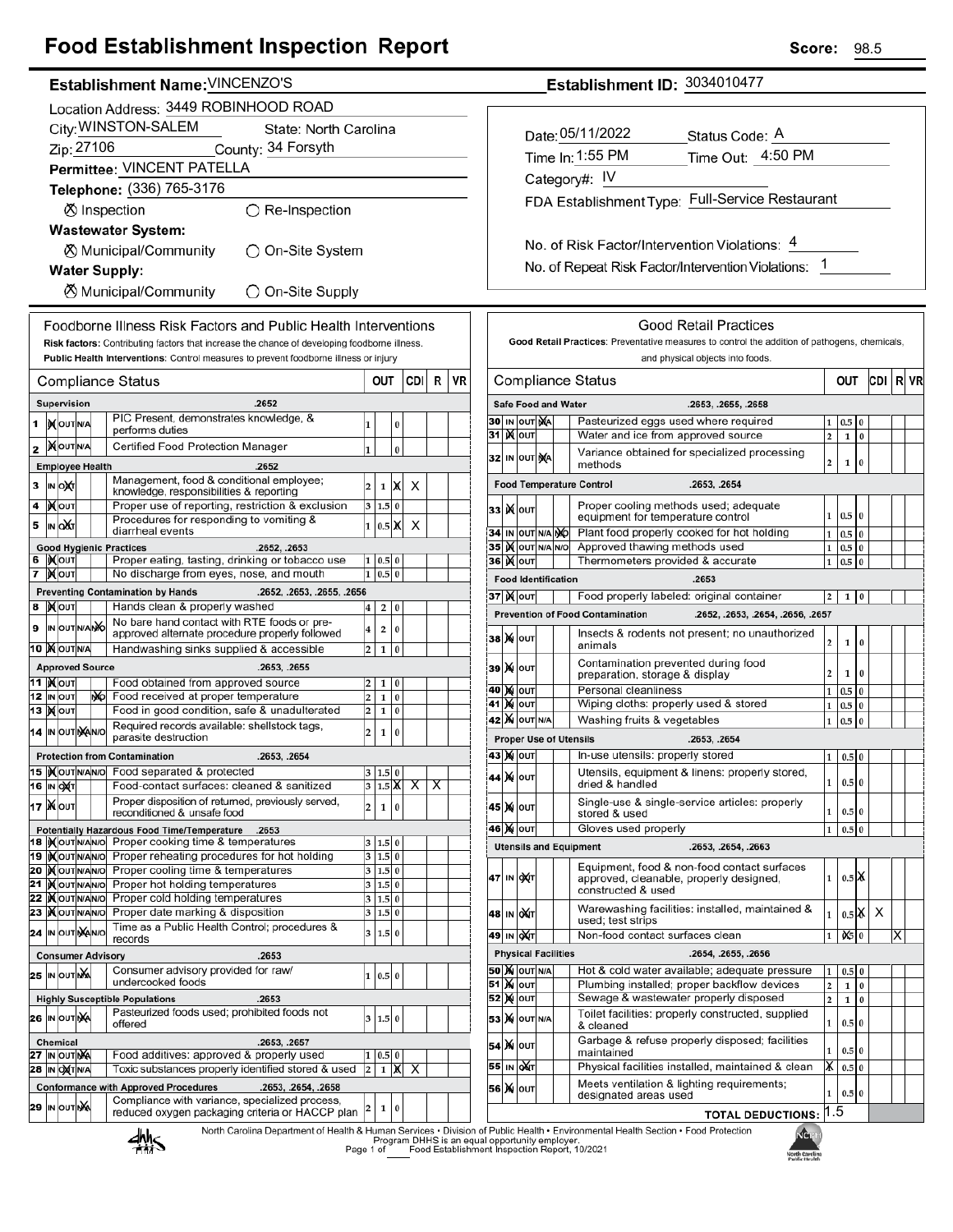# Food Establishment Inspection Report

**Score:** 98.5

**Establishment Name:** VINCENZO'S

**Establishment ID:** 3034010477

Location Address: 3449 ROBINHOOD ROAD
City: WINSTON-SALEM State: North Carolina
Zip: 27106 County: 34 Forsyth
Permittee: VINCENT PATELLA
Telephone: (336) 765-3176

☒ Inspection ○ Re-Inspection

**Wastewater System:**
☒ Municipal/Community ○ On-Site System

**Water Supply:**
☒ Municipal/Community ○ On-Site Supply

Date: 05/11/2022 Status Code: A
Time In: 1:55 PM Time Out: 4:50 PM
Category#: IV
FDA Establishment Type: Full-Service Restaurant

No. of Risk Factor/Intervention Violations: 4
No. of Repeat Risk Factor/Intervention Violations: 1

## Foodborne Illness Risk Factors and Public Health Interventions

**Risk factors:** Contributing factors that increase the chance of developing foodborne illness.
**Public Health Interventions:** Control measures to prevent foodborne illness or injury

| # | Status | Compliance Status | OUT | | | CDI | R | VR |
|---|---|---|---|---|---|---|---|---|
| **Supervision** | | **.2652** | | | | | | |
| 1 | IN | PIC Present, demonstrates knowledge, & performs duties | 1 | | 0 | | | |
| 2 | IN | Certified Food Protection Manager | 1 | | 0 | | | |
| **Employee Health** | | **.2652** | | | | | | |
| 3 | OUT | Management, food & conditional employee; knowledge, responsibilities & reporting | 2 | 1 | X | | X | |
| 4 | IN | Proper use of reporting, restriction & exclusion | 3 | 1.5 | 0 | | | |
| 5 | OUT | Procedures for responding to vomiting & diarrheal events | 1 | 0.5 | X | | X | |
| **Good Hygienic Practices** | | **.2652, .2653** | | | | | | |
| 6 | IN | Proper eating, tasting, drinking or tobacco use | 1 | 0.5 | 0 | | | |
| 7 | IN | No discharge from eyes, nose, and mouth | 1 | 0.5 | 0 | | | |
| **Preventing Contamination by Hands** | | **.2652, .2653, .2655, .2656** | | | | | | |
| 8 | IN | Hands clean & properly washed | 4 | 2 | 0 | | | |
| 9 | N/O | No bare hand contact with RTE foods or pre-approved alternate procedure properly followed | 4 | 2 | 0 | | | |
| 10 | IN | Handwashing sinks supplied & accessible | 2 | 1 | 0 | | | |
| **Approved Source** | | **.2653, .2655** | | | | | | |
| 11 | IN | Food obtained from approved source | 2 | 1 | 0 | | | |
| 12 | N/O | Food received at proper temperature | 2 | 1 | 0 | | | |
| 13 | IN | Food in good condition, safe & unadulterated | 2 | 1 | 0 | | | |
| 14 | N/A | Required records available: shellstock tags, parasite destruction | 2 | 1 | 0 | | | |
| **Protection from Contamination** | | **.2653, .2654** | | | | | | |
| 15 | IN | Food separated & protected | 3 | 1.5 | 0 | | | |
| 16 | OUT | Food-contact surfaces: cleaned & sanitized | 3 | 1.5 | X | X | X | |
| 17 | IN | Proper disposition of returned, previously served, reconditioned & unsafe food | 2 | 1 | 0 | | | |
| **Potentially Hazardous Food Time/Temperature** | | **.2653** | | | | | | |
| 18 | IN | Proper cooking time & temperatures | 3 | 1.5 | 0 | | | |
| 19 | IN | Proper reheating procedures for hot holding | 3 | 1.5 | 0 | | | |
| 20 | IN | Proper cooling time & temperatures | 3 | 1.5 | 0 | | | |
| 21 | IN | Proper hot holding temperatures | 3 | 1.5 | 0 | | | |
| 22 | IN | Proper cold holding temperatures | 3 | 1.5 | 0 | | | |
| 23 | IN | Proper date marking & disposition | 3 | 1.5 | 0 | | | |
| 24 | N/A | Time as a Public Health Control; procedures & records | 3 | 1.5 | 0 | | | |
| **Consumer Advisory** | | **.2653** | | | | | | |
| 25 | N/A | Consumer advisory provided for raw/undercooked foods | 1 | 0.5 | 0 | | | |
| **Highly Susceptible Populations** | | **.2653** | | | | | | |
| 26 | N/A | Pasteurized foods used; prohibited foods not offered | 3 | 1.5 | 0 | | | |
| **Chemical** | | **.2653, .2657** | | | | | | |
| 27 | N/A | Food additives: approved & properly used | 1 | 0.5 | 0 | | | |
| 28 | OUT | Toxic substances properly identified stored & used | 2 | 1 | X | | X | |
| **Conformance with Approved Procedures** | | **.2653, .2654, .2658** | | | | | | |
| 29 | N/A | Compliance with variance, specialized process, reduced oxygen packaging criteria or HACCP plan | 2 | 1 | 0 | | | |

## Good Retail Practices

**Good Retail Practices:** Preventative measures to control the addition of pathogens, chemicals, and physical objects into foods.

| # | Status | Compliance Status | OUT | | | CDI | R | VR |
|---|---|---|---|---|---|---|---|---|
| **Safe Food and Water** | | **.2653, .2655, .2658** | | | | | | |
| 30 | N/A | Pasteurized eggs used where required | 1 | 0.5 | 0 | | | |
| 31 | IN | Water and ice from approved source | 2 | 1 | 0 | | | |
| 32 | N/A | Variance obtained for specialized processing methods | 2 | 1 | 0 | | | |
| **Food Temperature Control** | | **.2653, .2654** | | | | | | |
| 33 | IN | Proper cooling methods used; adequate equipment for temperature control | 1 | 0.5 | 0 | | | |
| 34 | N/O | Plant food properly cooked for hot holding | 1 | 0.5 | 0 | | | |
| 35 | IN | Approved thawing methods used | 1 | 0.5 | 0 | | | |
| 36 | IN | Thermometers provided & accurate | 1 | 0.5 | 0 | | | |
| **Food Identification** | | **.2653** | | | | | | |
| 37 | IN | Food properly labeled: original container | 2 | 1 | 0 | | | |
| **Prevention of Food Contamination** | | **.2652, .2653, .2654, .2656, .2657** | | | | | | |
| 38 | IN | Insects & rodents not present; no unauthorized animals | 2 | 1 | 0 | | | |
| 39 | IN | Contamination prevented during food preparation, storage & display | 2 | 1 | 0 | | | |
| 40 | IN | Personal cleanliness | 1 | 0.5 | 0 | | | |
| 41 | IN | Wiping cloths: properly used & stored | 1 | 0.5 | 0 | | | |
| 42 | IN | Washing fruits & vegetables | 1 | 0.5 | 0 | | | |
| **Proper Use of Utensils** | | **.2653, .2654** | | | | | | |
| 43 | IN | In-use utensils: properly stored | 1 | 0.5 | 0 | | | |
| 44 | IN | Utensils, equipment & linens: properly stored, dried & handled | 1 | 0.5 | 0 | | | |
| 45 | IN | Single-use & single-service articles: properly stored & used | 1 | 0.5 | 0 | | | |
| 46 | IN | Gloves used properly | 1 | 0.5 | 0 | | | |
| **Utensils and Equipment** | | **.2653, .2654, .2663** | | | | | | |
| 47 | OUT | Equipment, food & non-food contact surfaces approved, cleanable, properly designed, constructed & used | 1 | 0.5 | X | | | |
| 48 | OUT | Warewashing facilities: installed, maintained & used; test strips | 1 | 0.5 | X | | X | |
| 49 | OUT | Non-food contact surfaces clean | 1 | X (0.5) | 0 | | | X |
| **Physical Facilities** | | **.2654, .2655, .2656** | | | | | | |
| 50 | IN | Hot & cold water available; adequate pressure | 1 | 0.5 | 0 | | | |
| 51 | IN | Plumbing installed; proper backflow devices | 2 | 1 | 0 | | | |
| 52 | IN | Sewage & wastewater properly disposed | 2 | 1 | 0 | | | |
| 53 | IN | Toilet facilities: properly constructed, supplied & cleaned | 1 | 0.5 | 0 | | | |
| 54 | IN | Garbage & refuse properly disposed; facilities maintained | 1 | 0.5 | 0 | | | |
| 55 | OUT | Physical facilities installed, maintained & clean | X (1) | 0.5 | 0 | | | |
| 56 | IN | Meets ventilation & lighting requirements; designated areas used | 1 | 0.5 | 0 | | | |

**TOTAL DEDUCTIONS:** 1.5

North Carolina Department of Health & Human Services • Division of Public Health • Environmental Health Section • Food Protection Program DHHS is an equal opportunity employer.
Food Establishment Inspection Report, 10/2021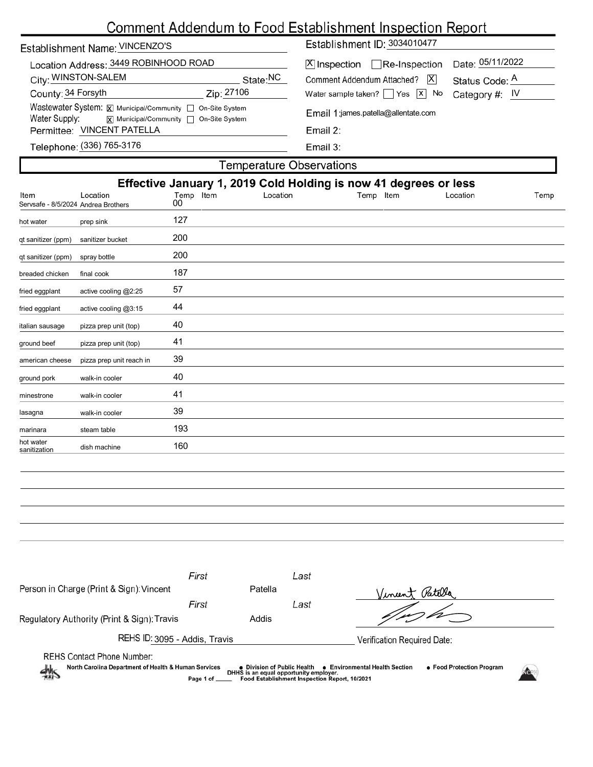# Comment Addendum to Food Establishment Inspection Report

Establishment Name: VINCENZO'S

Location Address: 3449 ROBINHOOD ROAD

City: WINSTON-SALEM State: NC

County: 34 Forsyth Zip: 27106

Wastewater System: [X] Municipal/Community [ ] On-Site System

Water Supply: [X] Municipal/Community [ ] On-Site System

Permittee: VINCENT PATELLA

Telephone: (336) 765-3176

Establishment ID: 3034010477

[X] Inspection [ ] Re-Inspection Date: 05/11/2022

Comment Addendum Attached? [X] Status Code: A

Water sample taken? [ ] Yes [X] No Category #: IV

Email 1: james.patella@allentate.com

Email 2:

Email 3:

## Temperature Observations

### Effective January 1, 2019 Cold Holding is now 41 degrees or less

| Item | Location | Temp | Item | Location | Temp | Item | Location | Temp |
|---|---|---|---|---|---|---|---|---|
| Servsafe - 8/5/2024 | Andrea Brothers | 00 | | | | | | |
| hot water | prep sink | 127 | | | | | | |
| qt sanitizer (ppm) | sanitizer bucket | 200 | | | | | | |
| qt sanitizer (ppm) | spray bottle | 200 | | | | | | |
| breaded chicken | final cook | 187 | | | | | | |
| fried eggplant | active cooling @2:25 | 57 | | | | | | |
| fried eggplant | active cooling @3:15 | 44 | | | | | | |
| italian sausage | pizza prep unit (top) | 40 | | | | | | |
| ground beef | pizza prep unit (top) | 41 | | | | | | |
| american cheese | pizza prep unit reach in | 39 | | | | | | |
| ground pork | walk-in cooler | 40 | | | | | | |
| minestrone | walk-in cooler | 41 | | | | | | |
| lasagna | walk-in cooler | 39 | | | | | | |
| marinara | steam table | 193 | | | | | | |
| hot water sanitization | dish machine | 160 | | | | | | |

Person in Charge (Print & Sign): First Vincent Last Patella

Regulatory Authority (Print & Sign): First Travis Last Addis

REHS ID: 3095 - Addis, Travis

Verification Required Date:

REHS Contact Phone Number:

North Carolina Department of Health & Human Services • Division of Public Health • Environmental Health Section • Food Protection Program

DHHS is an equal opportunity employer.

Food Establishment Inspection Report, 10/2021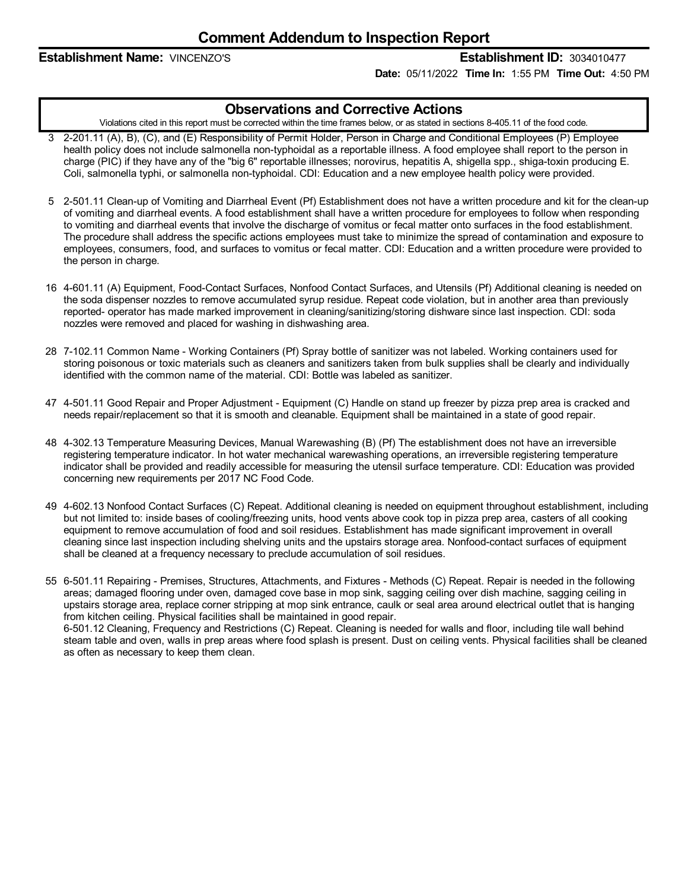# Comment Addendum to Inspection Report

**Establishment Name:** VINCENZO'S **Establishment ID:** 3034010477

**Date:** 05/11/2022 **Time In:** 1:55 PM **Time Out:** 4:50 PM

## Observations and Corrective Actions

Violations cited in this report must be corrected within the time frames below, or as stated in sections 8-405.11 of the food code.

3 2-201.11 (A), B), (C), and (E) Responsibility of Permit Holder, Person in Charge and Conditional Employees (P) Employee health policy does not include salmonella non-typhoidal as a reportable illness. A food employee shall report to the person in charge (PIC) if they have any of the "big 6" reportable illnesses; norovirus, hepatitis A, shigella spp., shiga-toxin producing E. Coli, salmonella typhi, or salmonella non-typhoidal. CDI: Education and a new employee health policy were provided.

5 2-501.11 Clean-up of Vomiting and Diarrheal Event (Pf) Establishment does not have a written procedure and kit for the clean-up of vomiting and diarrheal events. A food establishment shall have a written procedure for employees to follow when responding to vomiting and diarrheal events that involve the discharge of vomitus or fecal matter onto surfaces in the food establishment. The procedure shall address the specific actions employees must take to minimize the spread of contamination and exposure to employees, consumers, food, and surfaces to vomitus or fecal matter. CDI: Education and a written procedure were provided to the person in charge.

16 4-601.11 (A) Equipment, Food-Contact Surfaces, Nonfood Contact Surfaces, and Utensils (Pf) Additional cleaning is needed on the soda dispenser nozzles to remove accumulated syrup residue. Repeat code violation, but in another area than previously reported- operator has made marked improvement in cleaning/sanitizing/storing dishware since last inspection. CDI: soda nozzles were removed and placed for washing in dishwashing area.

28 7-102.11 Common Name - Working Containers (Pf) Spray bottle of sanitizer was not labeled. Working containers used for storing poisonous or toxic materials such as cleaners and sanitizers taken from bulk supplies shall be clearly and individually identified with the common name of the material. CDI: Bottle was labeled as sanitizer.

47 4-501.11 Good Repair and Proper Adjustment - Equipment (C) Handle on stand up freezer by pizza prep area is cracked and needs repair/replacement so that it is smooth and cleanable. Equipment shall be maintained in a state of good repair.

48 4-302.13 Temperature Measuring Devices, Manual Warewashing (B) (Pf) The establishment does not have an irreversible registering temperature indicator. In hot water mechanical warewashing operations, an irreversible registering temperature indicator shall be provided and readily accessible for measuring the utensil surface temperature. CDI: Education was provided concerning new requirements per 2017 NC Food Code.

49 4-602.13 Nonfood Contact Surfaces (C) Repeat. Additional cleaning is needed on equipment throughout establishment, including but not limited to: inside bases of cooling/freezing units, hood vents above cook top in pizza prep area, casters of all cooking equipment to remove accumulation of food and soil residues. Establishment has made significant improvement in overall cleaning since last inspection including shelving units and the upstairs storage area. Nonfood-contact surfaces of equipment shall be cleaned at a frequency necessary to preclude accumulation of soil residues.

55 6-501.11 Repairing - Premises, Structures, Attachments, and Fixtures - Methods (C) Repeat. Repair is needed in the following areas; damaged flooring under oven, damaged cove base in mop sink, sagging ceiling over dish machine, sagging ceiling in upstairs storage area, replace corner stripping at mop sink entrance, caulk or seal area around electrical outlet that is hanging from kitchen ceiling. Physical facilities shall be maintained in good repair.
6-501.12 Cleaning, Frequency and Restrictions (C) Repeat. Cleaning is needed for walls and floor, including tile wall behind steam table and oven, walls in prep areas where food splash is present. Dust on ceiling vents. Physical facilities shall be cleaned as often as necessary to keep them clean.